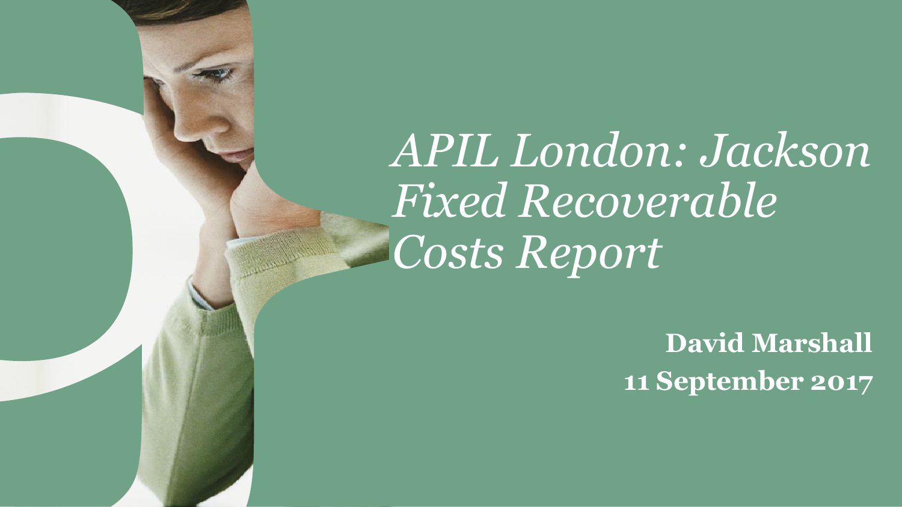# *APIL London: Jackson Fixed Recoverable Costs Report*

**David Marshall**

**11 September 2017**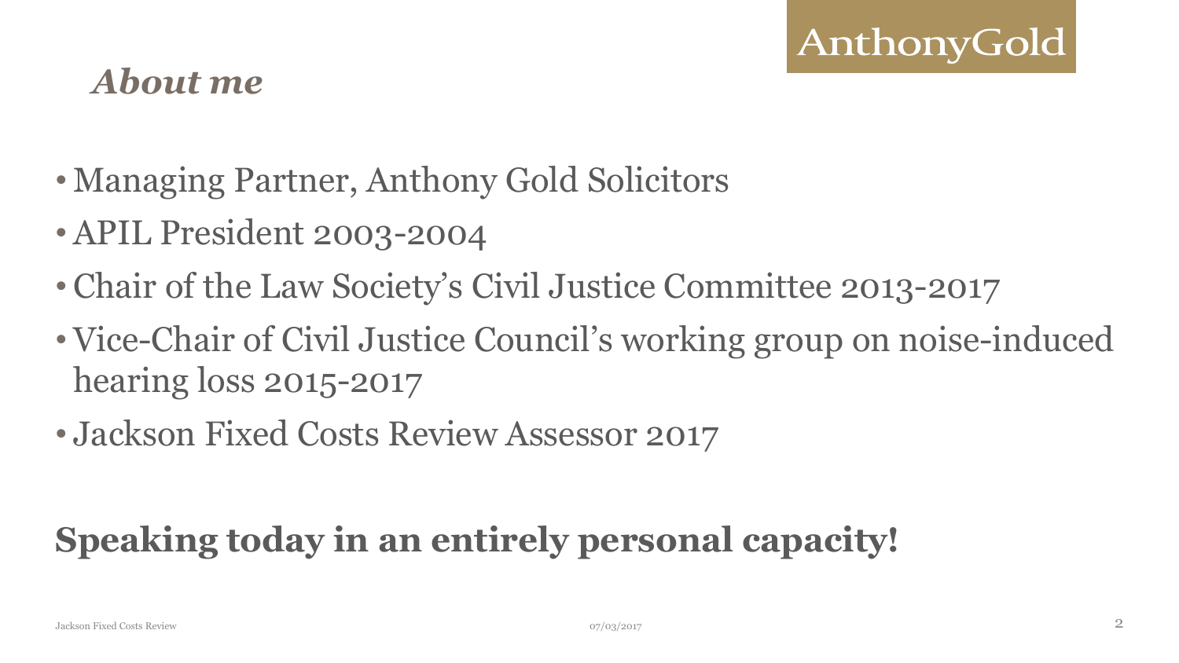AnthonyGold

## *About me*

- Managing Partner, Anthony Gold Solicitors
- APIL President 2003-2004
- Chair of the Law Society's Civil Justice Committee 2013-2017
- Vice-Chair of Civil Justice Council's working group on noise-induced hearing loss 2015-2017
- Jackson Fixed Costs Review Assessor 2017

**Speaking today in an entirely personal capacity!**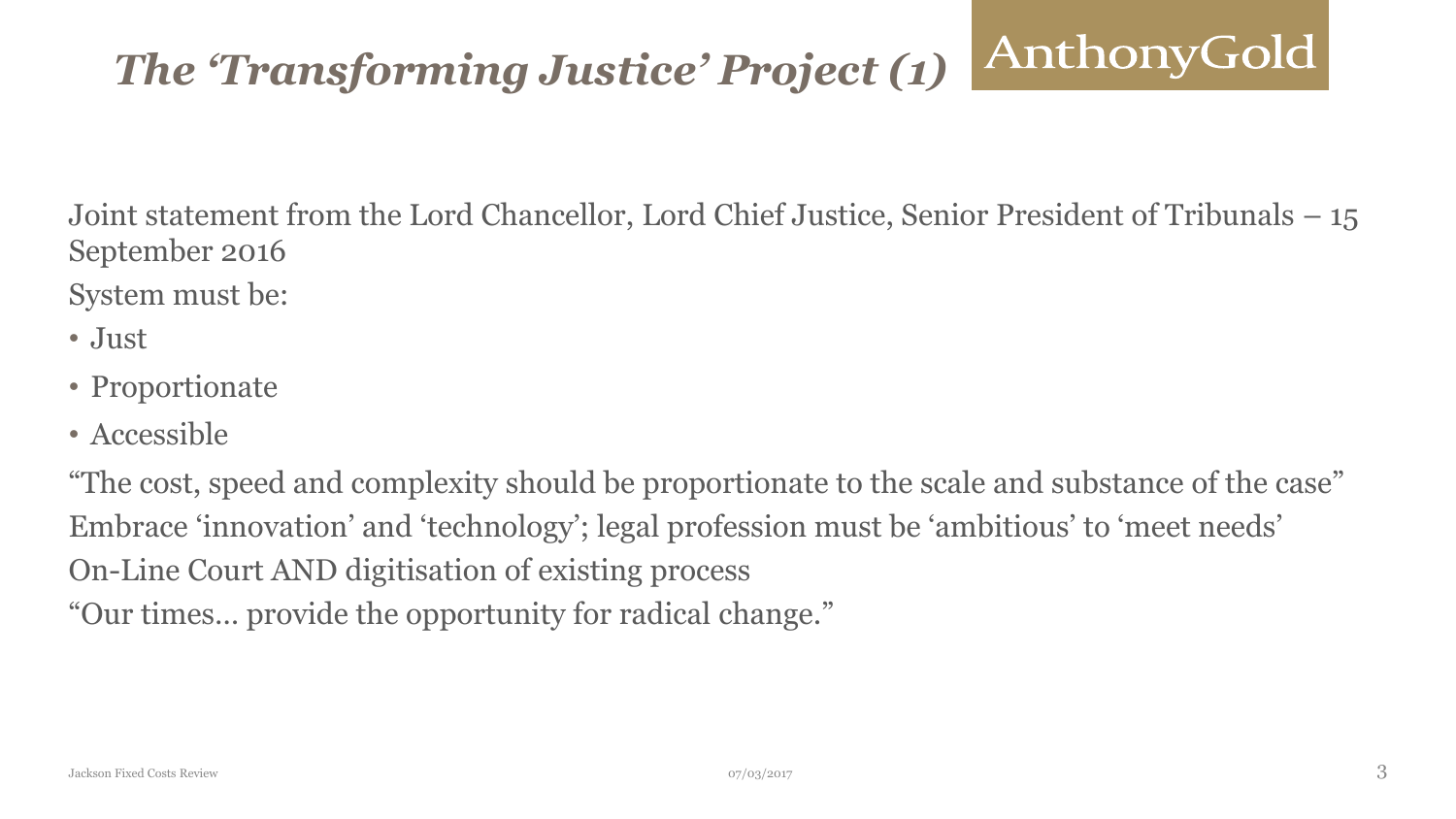# *The 'Transforming Justice' Project (1)*

AnthonyGold

Joint statement from the Lord Chancellor, Lord Chief Justice, Senior President of Tribunals – 15 September 2016

System must be:

- Just
- Proportionate
- Accessible

"The cost, speed and complexity should be proportionate to the scale and substance of the case"

Embrace 'innovation' and 'technology'; legal profession must be 'ambitious' to 'meet needs'

On-Line Court AND digitisation of existing process

"Our times… provide the opportunity for radical change."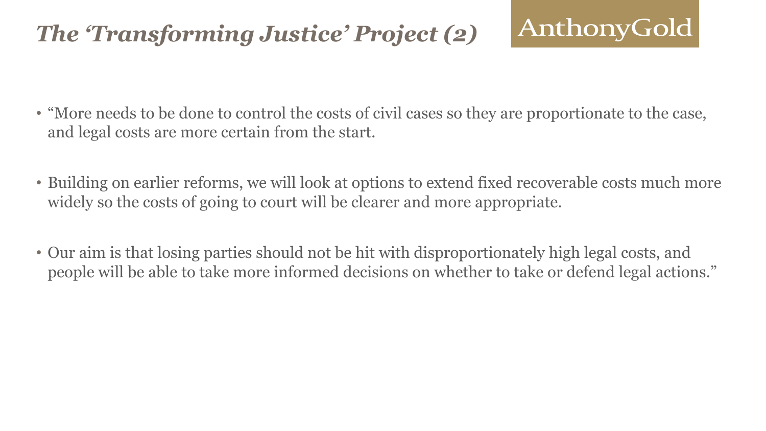# *The 'Transforming Justice' Project (2)*

AnthonyGold

- "More needs to be done to control the costs of civil cases so they are proportionate to the case, and legal costs are more certain from the start.
- Building on earlier reforms, we will look at options to extend fixed recoverable costs much more widely so the costs of going to court will be clearer and more appropriate.
- Our aim is that losing parties should not be hit with disproportionately high legal costs, and people will be able to take more informed decisions on whether to take or defend legal actions."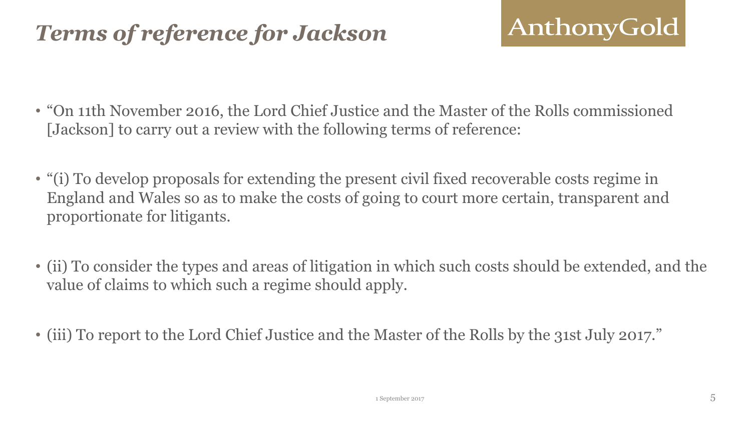# *Terms of reference for Jackson*

- "On 11th November 2016, the Lord Chief Justice and the Master of the Rolls commissioned [Jackson] to carry out a review with the following terms of reference:
- "(i) To develop proposals for extending the present civil fixed recoverable costs regime in England and Wales so as to make the costs of going to court more certain, transparent and proportionate for litigants.
- (ii) To consider the types and areas of litigation in which such costs should be extended, and the value of claims to which such a regime should apply.
- (iii) To report to the Lord Chief Justice and the Master of the Rolls by the 31st July 2017."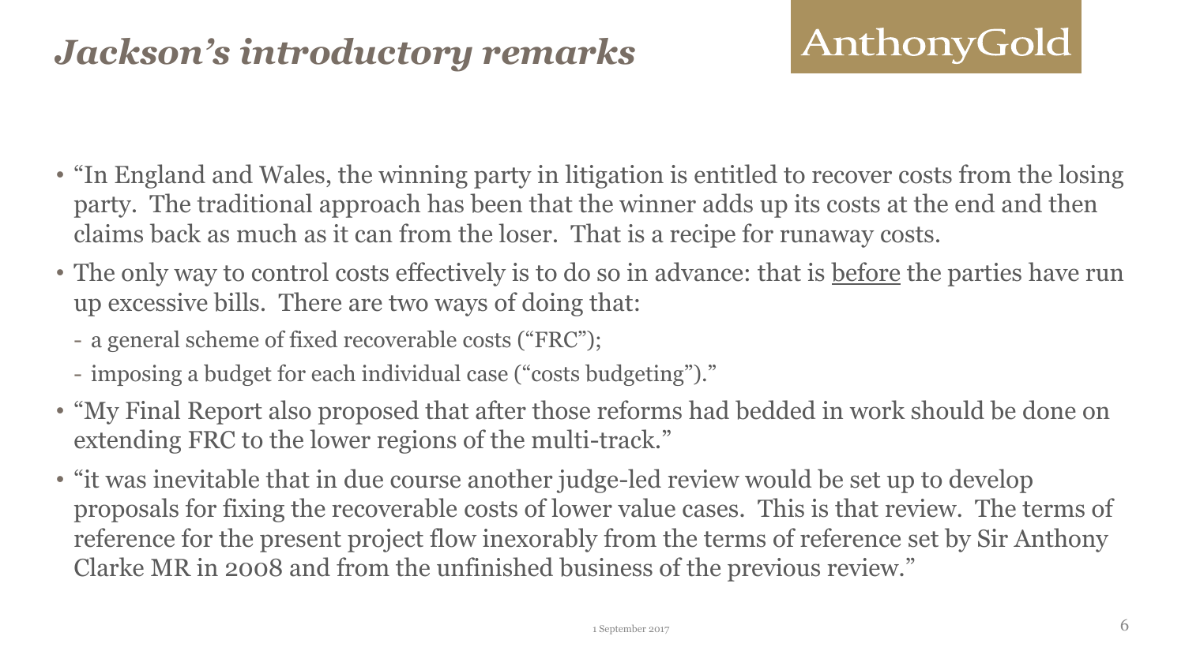# *Jackson's introductory remarks*

- "In England and Wales, the winning party in litigation is entitled to recover costs from the losing party. The traditional approach has been that the winner adds up its costs at the end and then claims back as much as it can from the loser. That is a recipe for runaway costs.
- The only way to control costs effectively is to do so in advance: that is <u>before</u> the parties have run up excessive bills. There are two ways of doing that:
  - a general scheme of fixed recoverable costs ("FRC");
  - imposing a budget for each individual case ("costs budgeting")."
- "My Final Report also proposed that after those reforms had bedded in work should be done on extending FRC to the lower regions of the multi-track."
- "it was inevitable that in due course another judge-led review would be set up to develop proposals for fixing the recoverable costs of lower value cases. This is that review. The terms of reference for the present project flow inexorably from the terms of reference set by Sir Anthony Clarke MR in 2008 and from the unfinished business of the previous review."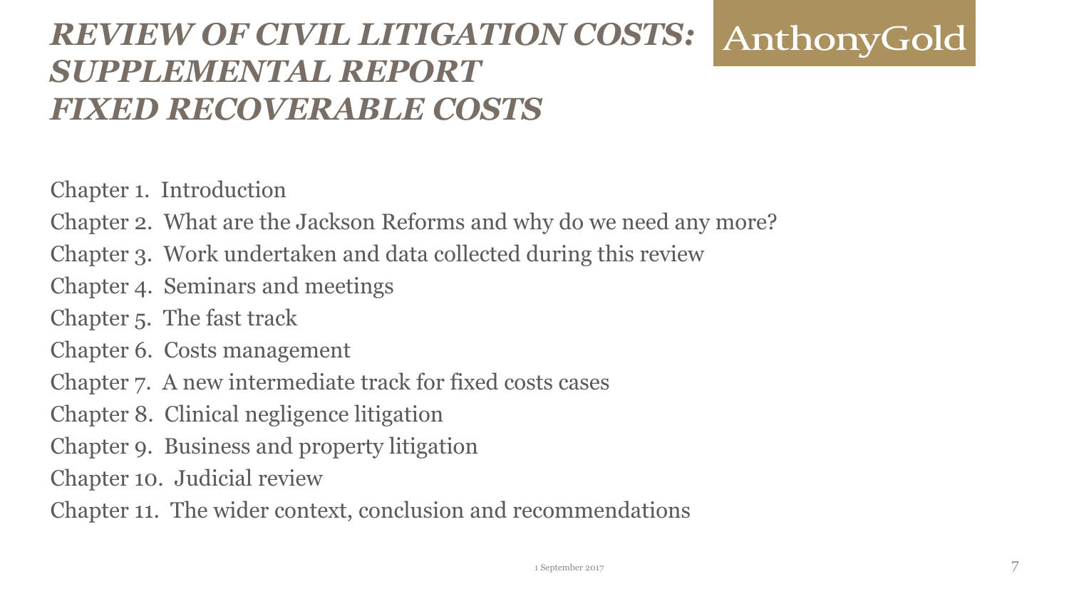# *REVIEW OF CIVIL LITIGATION COSTS: SUPPLEMENTAL REPORT FIXED RECOVERABLE COSTS*

Chapter 1. Introduction

Chapter 2. What are the Jackson Reforms and why do we need any more?

Chapter 3. Work undertaken and data collected during this review

Chapter 4. Seminars and meetings

Chapter 5. The fast track

Chapter 6. Costs management

Chapter 7. A new intermediate track for fixed costs cases

Chapter 8. Clinical negligence litigation

Chapter 9. Business and property litigation

Chapter 10. Judicial review

Chapter 11. The wider context, conclusion and recommendations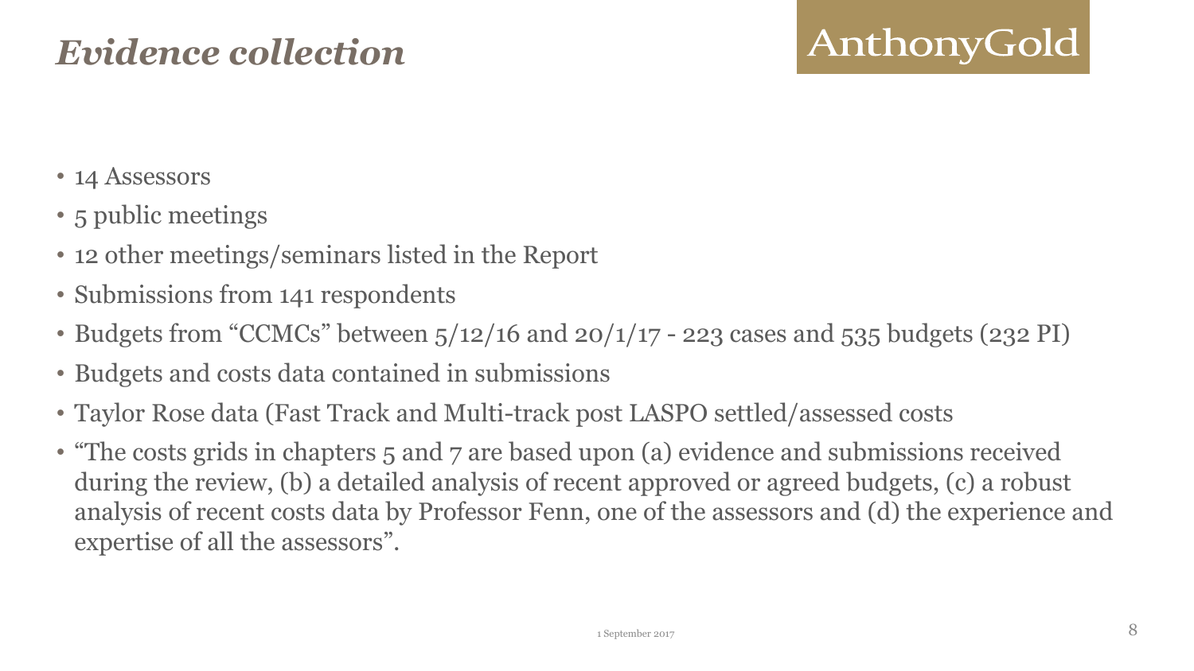# *Evidence collection*

AnthonyGold

- 14 Assessors
- 5 public meetings
- 12 other meetings/seminars listed in the Report
- Submissions from 141 respondents
- Budgets from "CCMCs" between 5/12/16 and 20/1/17 - 223 cases and 535 budgets (232 PI)
- Budgets and costs data contained in submissions
- Taylor Rose data (Fast Track and Multi-track post LASPO settled/assessed costs
- "The costs grids in chapters 5 and 7 are based upon (a) evidence and submissions received during the review, (b) a detailed analysis of recent approved or agreed budgets, (c) a robust analysis of recent costs data by Professor Fenn, one of the assessors and (d) the experience and expertise of all the assessors".

1 September 2017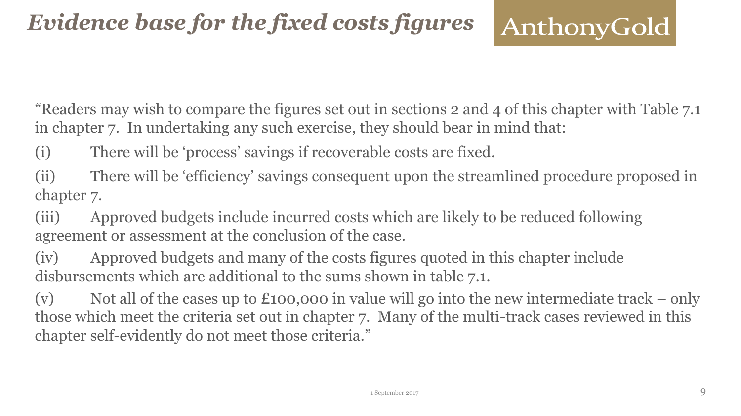# *Evidence base for the fixed costs figures*

AnthonyGold

"Readers may wish to compare the figures set out in sections 2 and 4 of this chapter with Table 7.1 in chapter 7. In undertaking any such exercise, they should bear in mind that:

(i) There will be 'process' savings if recoverable costs are fixed.

(ii) There will be 'efficiency' savings consequent upon the streamlined procedure proposed in chapter 7.

(iii) Approved budgets include incurred costs which are likely to be reduced following agreement or assessment at the conclusion of the case.

(iv) Approved budgets and many of the costs figures quoted in this chapter include disbursements which are additional to the sums shown in table 7.1.

(v) Not all of the cases up to £100,000 in value will go into the new intermediate track – only those which meet the criteria set out in chapter 7. Many of the multi-track cases reviewed in this chapter self-evidently do not meet those criteria."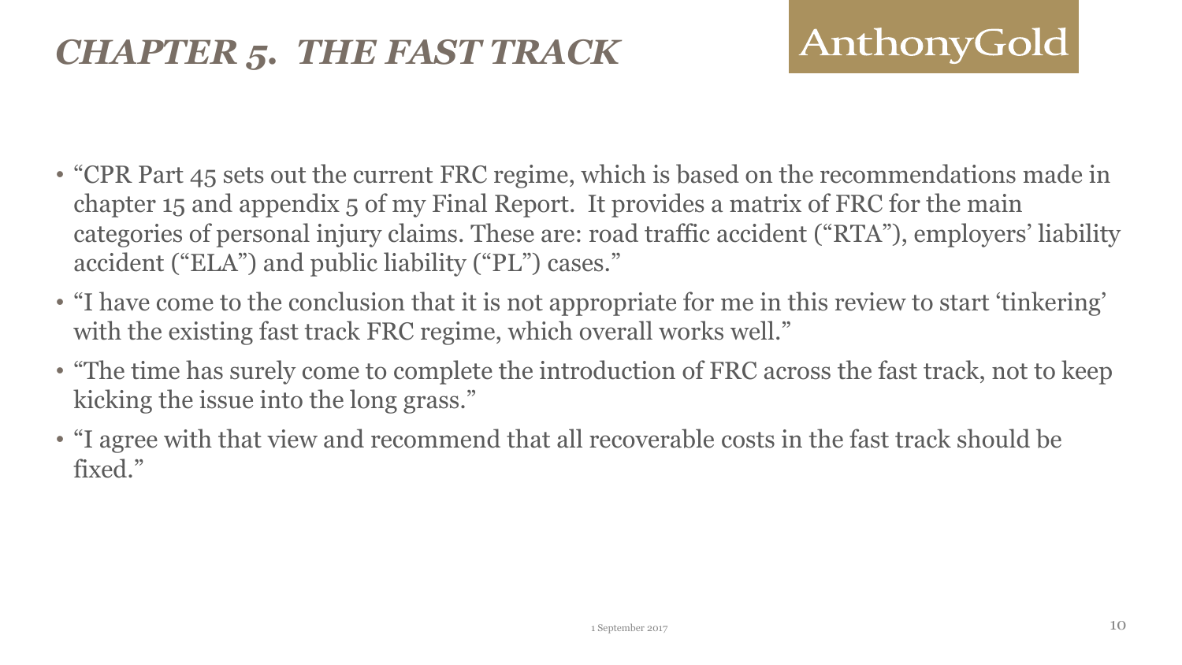# *CHAPTER 5. THE FAST TRACK*

- "CPR Part 45 sets out the current FRC regime, which is based on the recommendations made in chapter 15 and appendix 5 of my Final Report. It provides a matrix of FRC for the main categories of personal injury claims. These are: road traffic accident ("RTA"), employers' liability accident ("ELA") and public liability ("PL") cases."
- "I have come to the conclusion that it is not appropriate for me in this review to start 'tinkering' with the existing fast track FRC regime, which overall works well."
- "The time has surely come to complete the introduction of FRC across the fast track, not to keep kicking the issue into the long grass."
- "I agree with that view and recommend that all recoverable costs in the fast track should be fixed."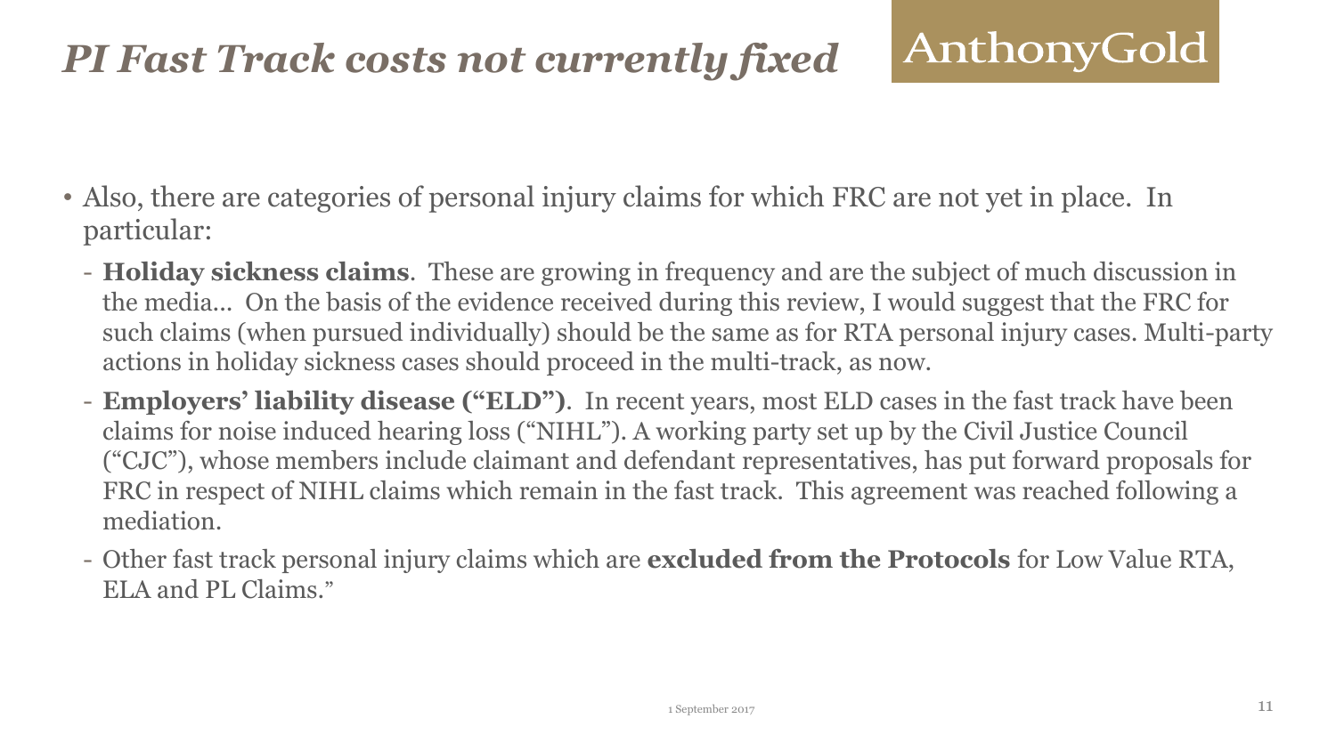# *PI Fast Track costs not currently fixed*

- Also, there are categories of personal injury claims for which FRC are not yet in place. In particular:
  - **Holiday sickness claims**. These are growing in frequency and are the subject of much discussion in the media… On the basis of the evidence received during this review, I would suggest that the FRC for such claims (when pursued individually) should be the same as for RTA personal injury cases. Multi-party actions in holiday sickness cases should proceed in the multi-track, as now.
  - **Employers' liability disease ("ELD")**. In recent years, most ELD cases in the fast track have been claims for noise induced hearing loss ("NIHL"). A working party set up by the Civil Justice Council ("CJC"), whose members include claimant and defendant representatives, has put forward proposals for FRC in respect of NIHL claims which remain in the fast track. This agreement was reached following a mediation.
  - Other fast track personal injury claims which are **excluded from the Protocols** for Low Value RTA, ELA and PL Claims."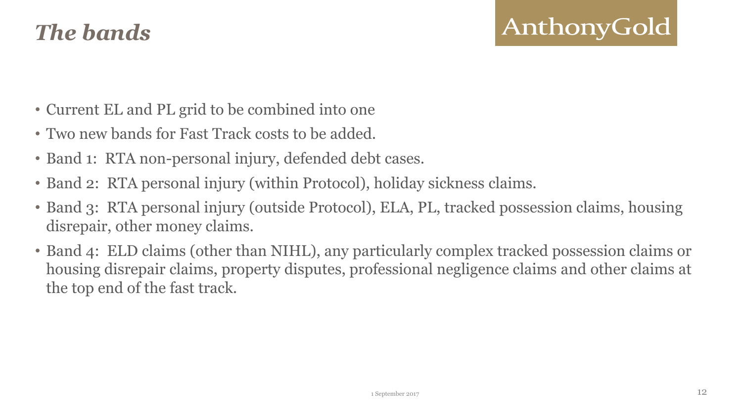# *The bands*

AnthonyGold

- Current EL and PL grid to be combined into one
- Two new bands for Fast Track costs to be added.
- Band 1: RTA non-personal injury, defended debt cases.
- Band 2: RTA personal injury (within Protocol), holiday sickness claims.
- Band 3: RTA personal injury (outside Protocol), ELA, PL, tracked possession claims, housing disrepair, other money claims.
- Band 4: ELD claims (other than NIHL), any particularly complex tracked possession claims or housing disrepair claims, property disputes, professional negligence claims and other claims at the top end of the fast track.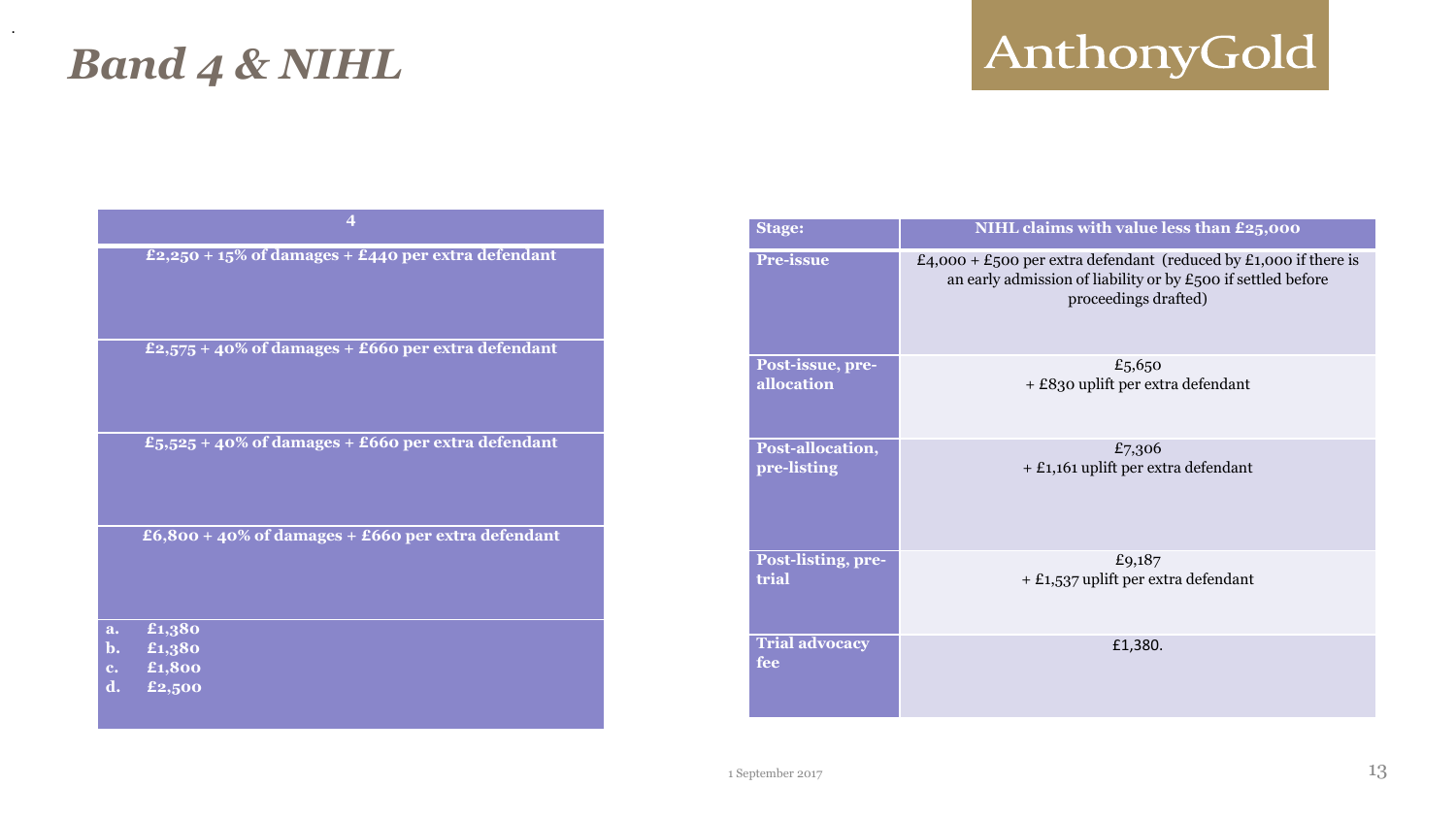# *Band 4 & NIHL*

| 4 |
| --- |
| £2,250 + 15% of damages + £440 per extra defendant |
| £2,575 + 40% of damages + £660 per extra defendant |
| £5,525 + 40% of damages + £660 per extra defendant |
| £6,800 + 40% of damages + £660 per extra defendant |
| a. £1,380<br>b. £1,380<br>c. £1,800<br>d. £2,500 |

| Stage: | NIHL claims with value less than £25,000 |
| --- | --- |
| Pre-issue | £4,000 + £500 per extra defendant (reduced by £1,000 if there is an early admission of liability or by £500 if settled before proceedings drafted) |
| Post-issue, pre-allocation | £5,650<br>+ £830 uplift per extra defendant |
| Post-allocation, pre-listing | £7,306<br>+ £1,161 uplift per extra defendant |
| Post-listing, pre-trial | £9,187<br>+ £1,537 uplift per extra defendant |
| Trial advocacy fee | £1,380. |

1 September 2017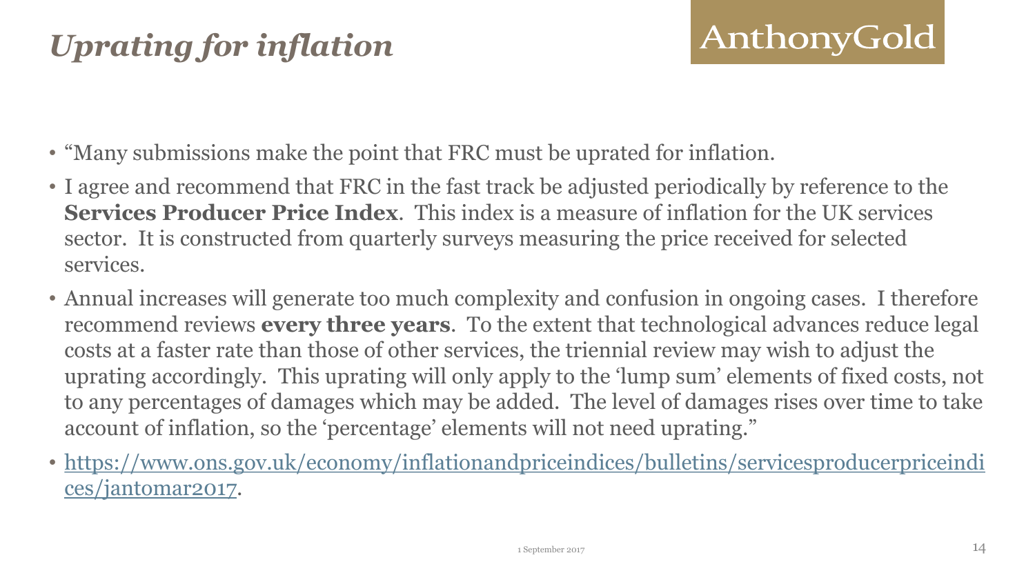# *Uprating for inflation*

AnthonyGold

- "Many submissions make the point that FRC must be uprated for inflation.
- I agree and recommend that FRC in the fast track be adjusted periodically by reference to the **Services Producer Price Index**. This index is a measure of inflation for the UK services sector. It is constructed from quarterly surveys measuring the price received for selected services.
- Annual increases will generate too much complexity and confusion in ongoing cases. I therefore recommend reviews **every three years**. To the extent that technological advances reduce legal costs at a faster rate than those of other services, the triennial review may wish to adjust the uprating accordingly. This uprating will only apply to the 'lump sum' elements of fixed costs, not to any percentages of damages which may be added. The level of damages rises over time to take account of inflation, so the 'percentage' elements will not need uprating."
- [https://www.ons.gov.uk/economy/inflationandpriceindices/bulletins/servicesproducerpriceindices/jantomar2017](https://www.ons.gov.uk/economy/inflationandpriceindices/bulletins/servicesproducerpriceindices/jantomar2017).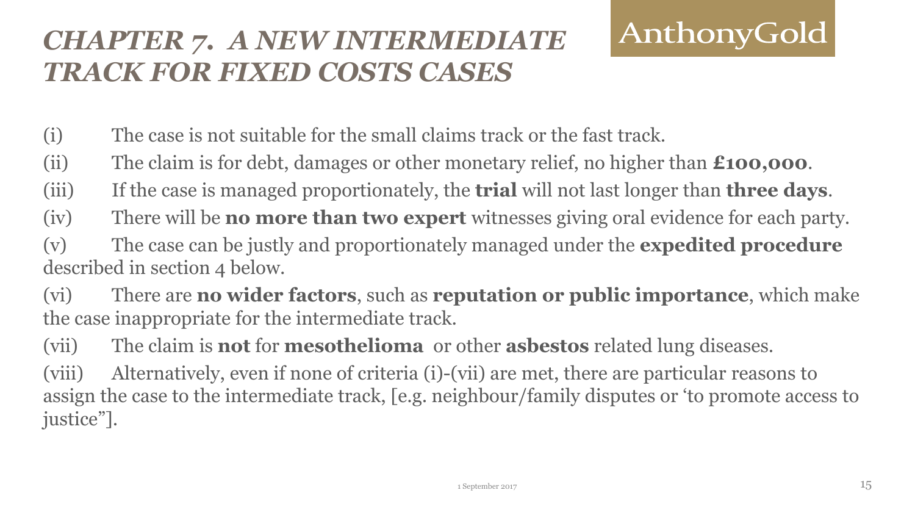# *CHAPTER 7. A NEW INTERMEDIATE TRACK FOR FIXED COSTS CASES*

AnthonyGold

(i) The case is not suitable for the small claims track or the fast track.

(ii) The claim is for debt, damages or other monetary relief, no higher than **£100,000**.

(iii) If the case is managed proportionately, the **trial** will not last longer than **three days**.

(iv) There will be **no more than two expert** witnesses giving oral evidence for each party.

(v) The case can be justly and proportionately managed under the **expedited procedure** described in section 4 below.

(vi) There are **no wider factors**, such as **reputation or public importance**, which make the case inappropriate for the intermediate track.

(vii) The claim is **not** for **mesothelioma** or other **asbestos** related lung diseases.

(viii) Alternatively, even if none of criteria (i)-(vii) are met, there are particular reasons to assign the case to the intermediate track, [e.g. neighbour/family disputes or 'to promote access to justice"].

1 September 2017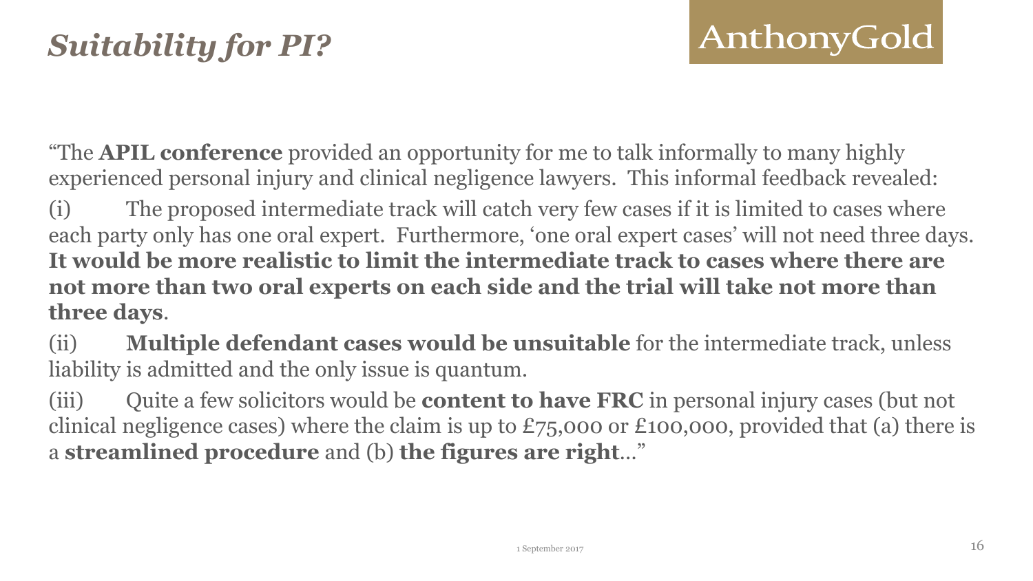# *Suitability for PI?*

"The **APIL conference** provided an opportunity for me to talk informally to many highly experienced personal injury and clinical negligence lawyers. This informal feedback revealed:

(i) The proposed intermediate track will catch very few cases if it is limited to cases where each party only has one oral expert. Furthermore, 'one oral expert cases' will not need three days. **It would be more realistic to limit the intermediate track to cases where there are not more than two oral experts on each side and the trial will take not more than three days**.

(ii) **Multiple defendant cases would be unsuitable** for the intermediate track, unless liability is admitted and the only issue is quantum.

(iii) Quite a few solicitors would be **content to have FRC** in personal injury cases (but not clinical negligence cases) where the claim is up to £75,000 or £100,000, provided that (a) there is a **streamlined procedure** and (b) **the figures are right**..."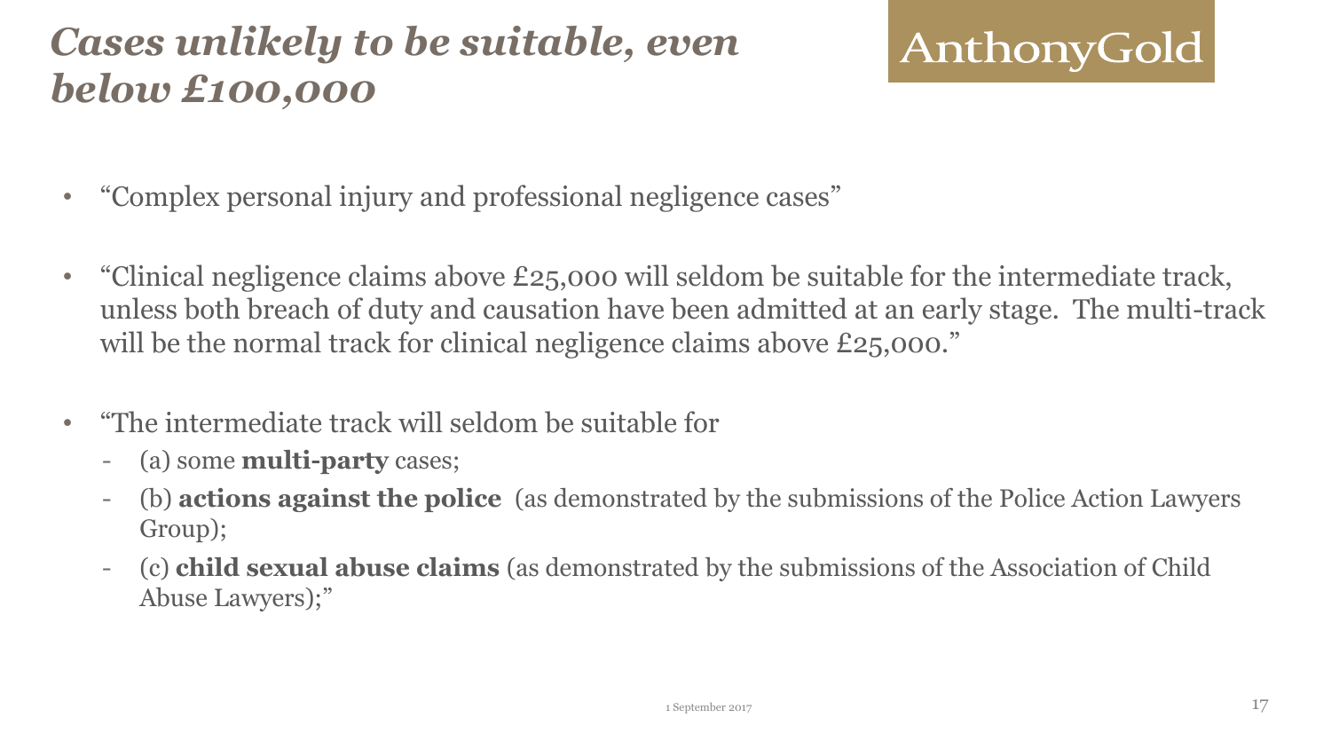# *Cases unlikely to be suitable, even below £100,000*

- "Complex personal injury and professional negligence cases"
- "Clinical negligence claims above £25,000 will seldom be suitable for the intermediate track, unless both breach of duty and causation have been admitted at an early stage. The multi-track will be the normal track for clinical negligence claims above £25,000."
- "The intermediate track will seldom be suitable for
  - (a) some **multi-party** cases;
  - (b) **actions against the police** (as demonstrated by the submissions of the Police Action Lawyers Group);
  - (c) **child sexual abuse claims** (as demonstrated by the submissions of the Association of Child Abuse Lawyers);"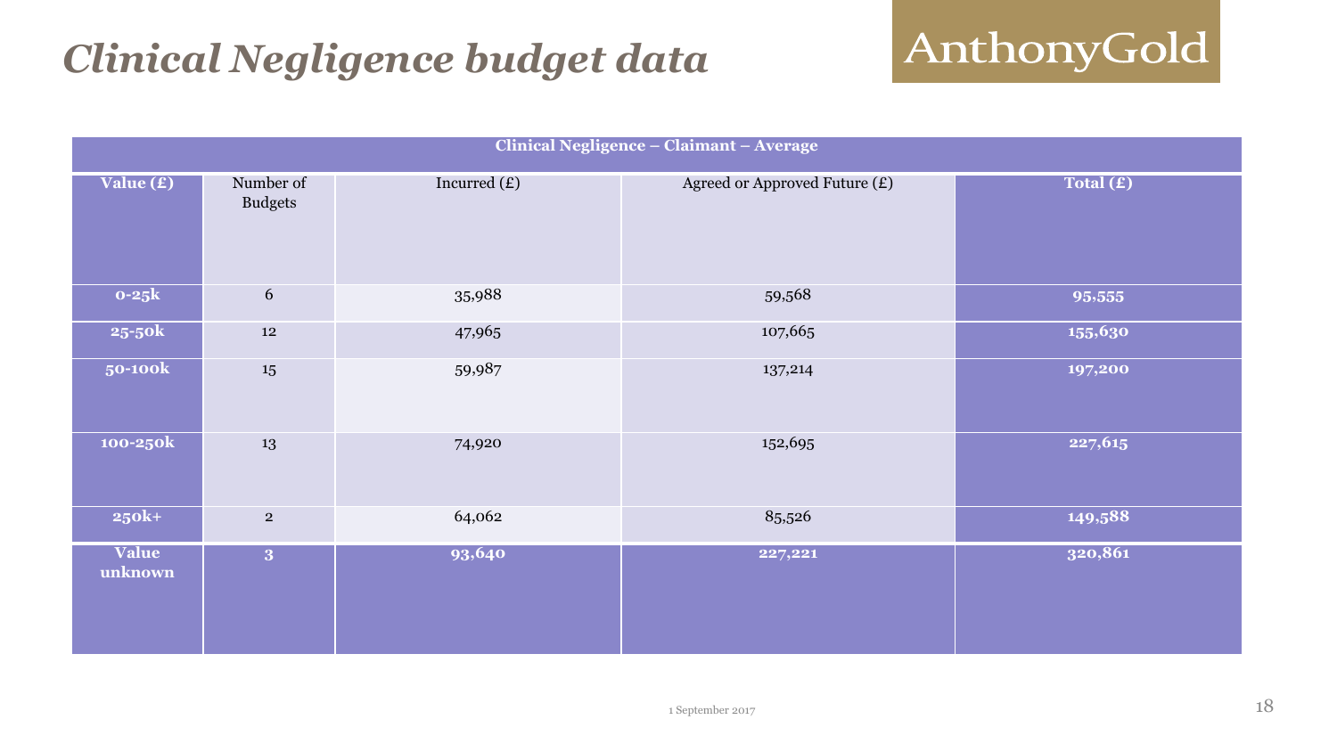# *Clinical Negligence budget data*

| Clinical Negligence – Claimant – Average | | | | |
|---|---|---|---|---|
| **Value (£)** | Number of Budgets | Incurred (£) | Agreed or Approved Future (£) | **Total (£)** |
| **0-25k** | 6 | 35,988 | 59,568 | **95,555** |
| **25-50k** | 12 | 47,965 | 107,665 | **155,630** |
| **50-100k** | 15 | 59,987 | 137,214 | **197,200** |
| **100-250k** | 13 | 74,920 | 152,695 | **227,615** |
| **250k+** | 2 | 64,062 | 85,526 | **149,588** |
| **Value unknown** | **3** | **93,640** | **227,221** | **320,861** |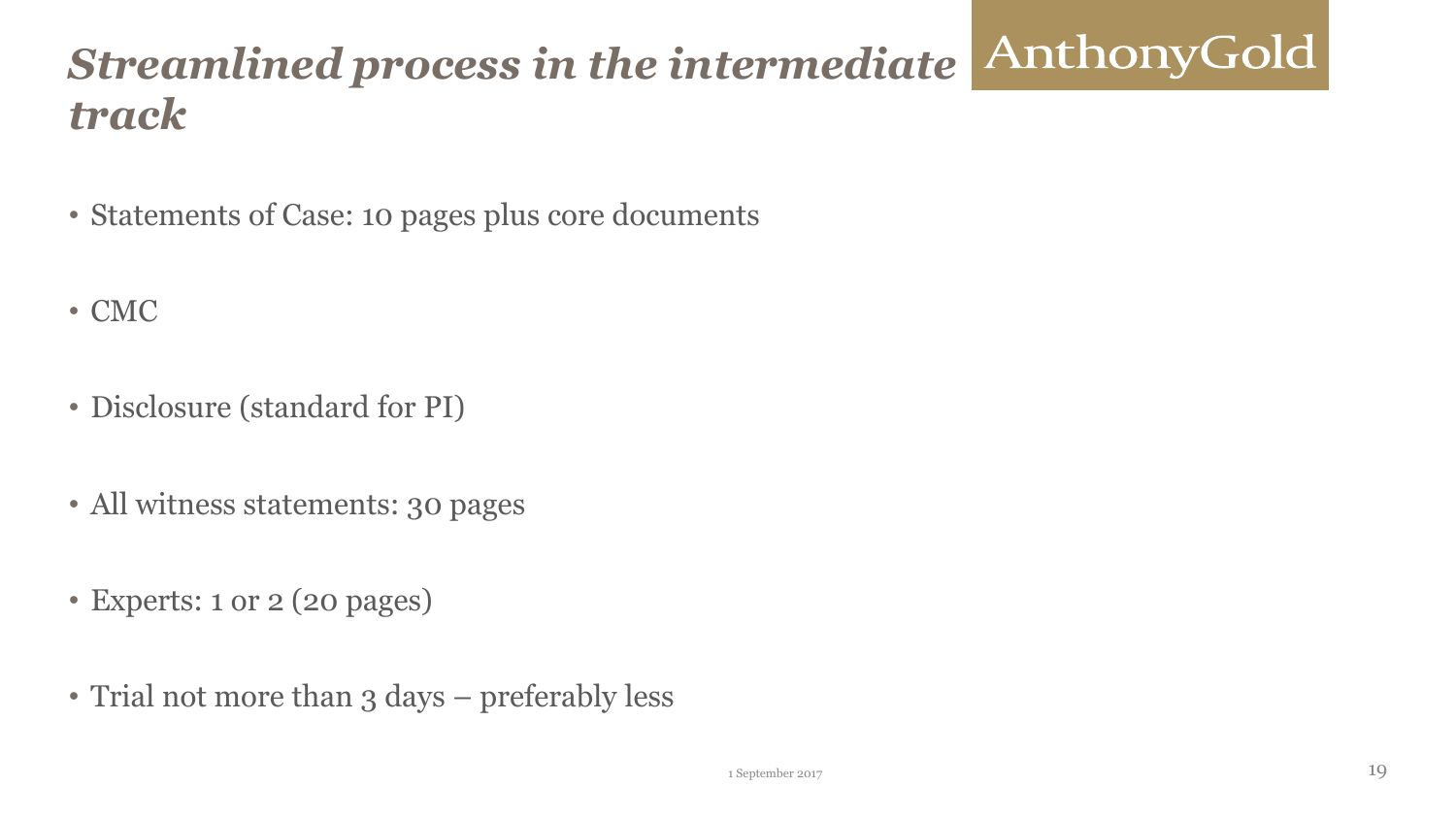# *Streamlined process in the intermediate track*

- Statements of Case: 10 pages plus core documents
- CMC
- Disclosure (standard for PI)
- All witness statements: 30 pages
- Experts: 1 or 2 (20 pages)
- Trial not more than 3 days – preferably less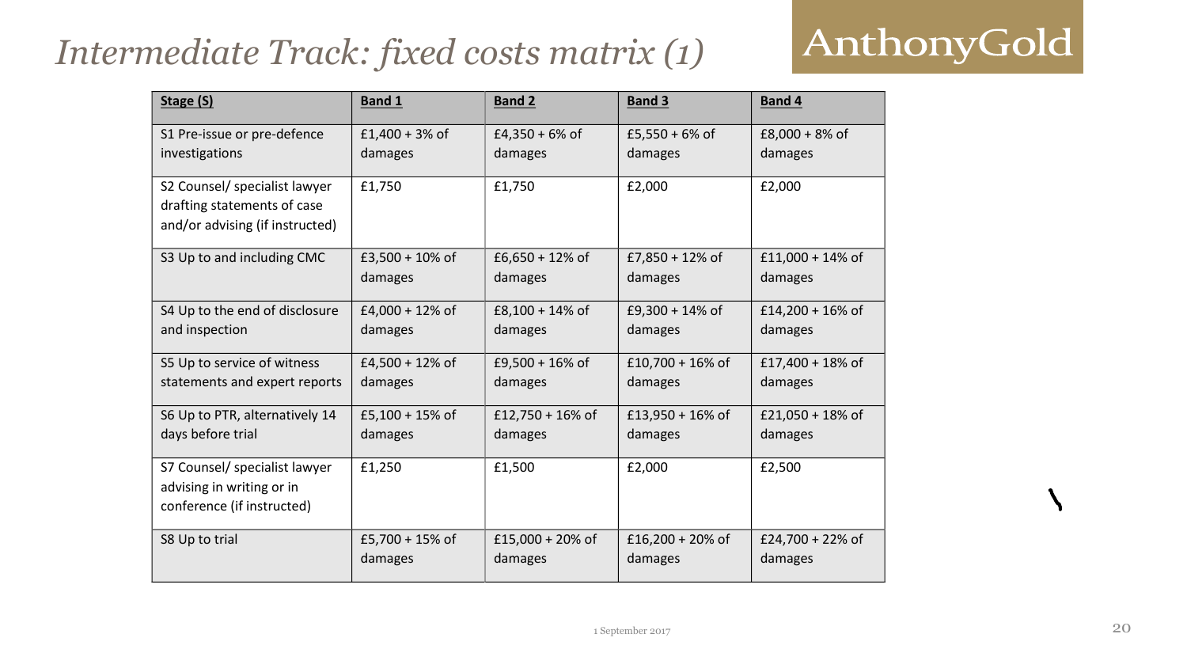# *Intermediate Track: fixed costs matrix (1)*

| Stage (S) | Band 1 | Band 2 | Band 3 | Band 4 |
|---|---|---|---|---|
| S1 Pre-issue or pre-defence investigations | £1,400 + 3% of damages | £4,350 + 6% of damages | £5,550 + 6% of damages | £8,000 + 8% of damages |
| S2 Counsel/ specialist lawyer drafting statements of case and/or advising (if instructed) | £1,750 | £1,750 | £2,000 | £2,000 |
| S3 Up to and including CMC | £3,500 + 10% of damages | £6,650 + 12% of damages | £7,850 + 12% of damages | £11,000 + 14% of damages |
| S4 Up to the end of disclosure and inspection | £4,000 + 12% of damages | £8,100 + 14% of damages | £9,300 + 14% of damages | £14,200 + 16% of damages |
| S5 Up to service of witness statements and expert reports | £4,500 + 12% of damages | £9,500 + 16% of damages | £10,700 + 16% of damages | £17,400 + 18% of damages |
| S6 Up to PTR, alternatively 14 days before trial | £5,100 + 15% of damages | £12,750 + 16% of damages | £13,950 + 16% of damages | £21,050 + 18% of damages |
| S7 Counsel/ specialist lawyer advising in writing or in conference (if instructed) | £1,250 | £1,500 | £2,000 | £2,500 |
| S8 Up to trial | £5,700 + 15% of damages | £15,000 + 20% of damages | £16,200 + 20% of damages | £24,700 + 22% of damages |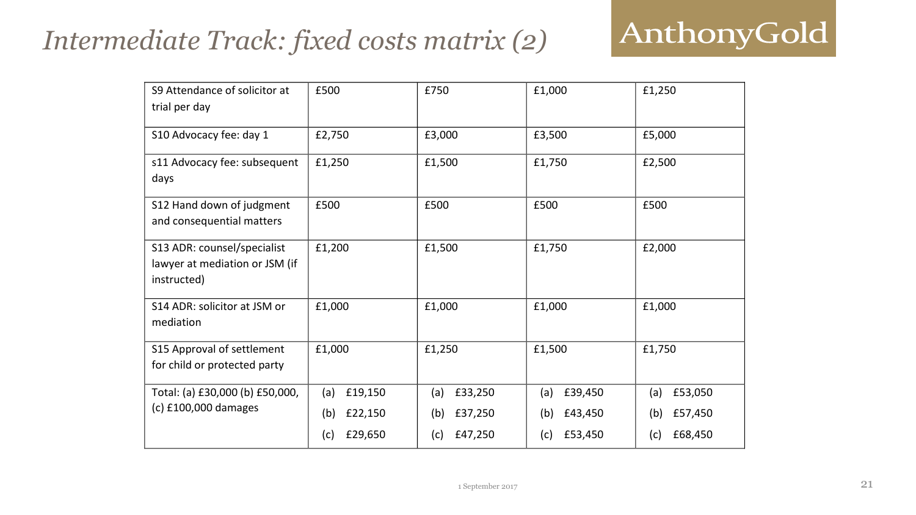# *Intermediate Track: fixed costs matrix (2)*

| | | | | |
|---|---|---|---|---|
| S9 Attendance of solicitor at trial per day | £500 | £750 | £1,000 | £1,250 |
| S10 Advocacy fee: day 1 | £2,750 | £3,000 | £3,500 | £5,000 |
| s11 Advocacy fee: subsequent days | £1,250 | £1,500 | £1,750 | £2,500 |
| S12 Hand down of judgment and consequential matters | £500 | £500 | £500 | £500 |
| S13 ADR: counsel/specialist lawyer at mediation or JSM (if instructed) | £1,200 | £1,500 | £1,750 | £2,000 |
| S14 ADR: solicitor at JSM or mediation | £1,000 | £1,000 | £1,000 | £1,000 |
| S15 Approval of settlement for child or protected party | £1,000 | £1,250 | £1,500 | £1,750 |
| Total: (a) £30,000 (b) £50,000, (c) £100,000 damages | (a) £19,150<br>(b) £22,150<br>(c) £29,650 | (a) £33,250<br>(b) £37,250<br>(c) £47,250 | (a) £39,450<br>(b) £43,450<br>(c) £53,450 | (a) £53,050<br>(b) £57,450<br>(c) £68,450 |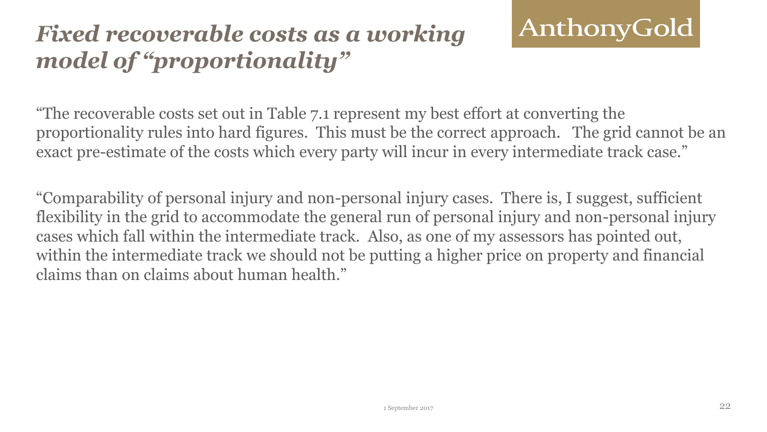# *Fixed recoverable costs as a working model of "proportionality"*

"The recoverable costs set out in Table 7.1 represent my best effort at converting the proportionality rules into hard figures. This must be the correct approach. The grid cannot be an exact pre-estimate of the costs which every party will incur in every intermediate track case."

"Comparability of personal injury and non-personal injury cases. There is, I suggest, sufficient flexibility in the grid to accommodate the general run of personal injury and non-personal injury cases which fall within the intermediate track. Also, as one of my assessors has pointed out, within the intermediate track we should not be putting a higher price on property and financial claims than on claims about human health."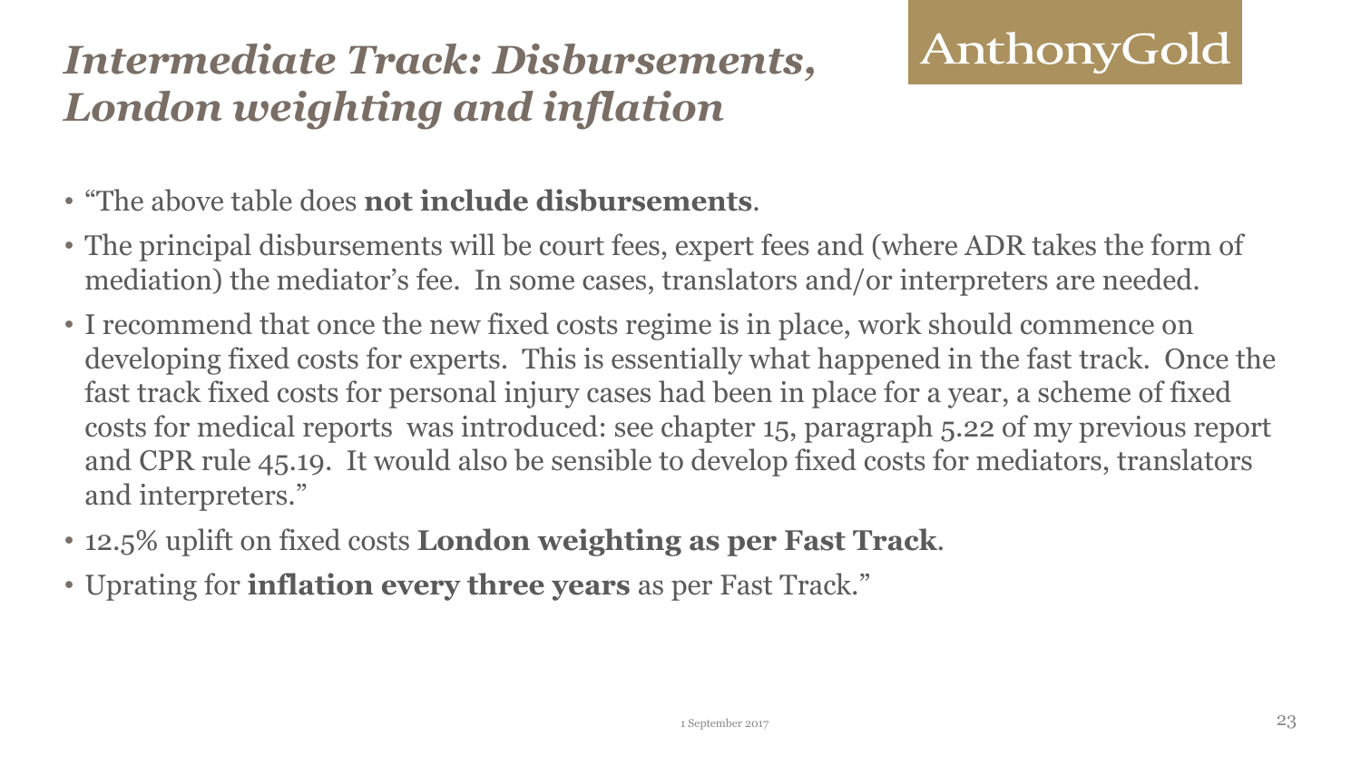# *Intermediate Track: Disbursements, London weighting and inflation*

- "The above table does **not include disbursements**.
- The principal disbursements will be court fees, expert fees and (where ADR takes the form of mediation) the mediator's fee. In some cases, translators and/or interpreters are needed.
- I recommend that once the new fixed costs regime is in place, work should commence on developing fixed costs for experts. This is essentially what happened in the fast track. Once the fast track fixed costs for personal injury cases had been in place for a year, a scheme of fixed costs for medical reports was introduced: see chapter 15, paragraph 5.22 of my previous report and CPR rule 45.19. It would also be sensible to develop fixed costs for mediators, translators and interpreters."
- 12.5% uplift on fixed costs **London weighting as per Fast Track**.
- Uprating for **inflation every three years** as per Fast Track."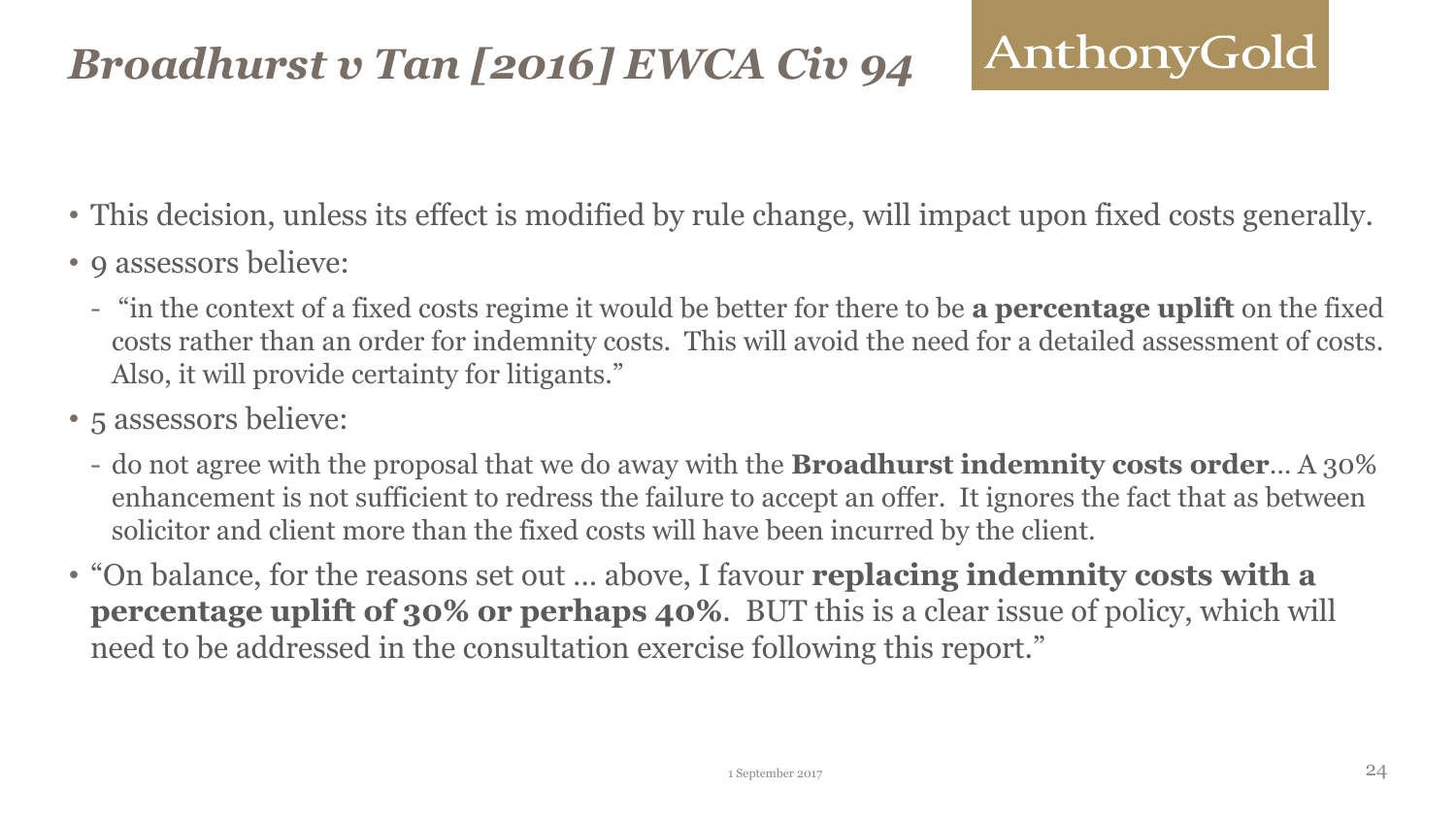# *Broadhurst v Tan [2016] EWCA Civ 94*

- This decision, unless its effect is modified by rule change, will impact upon fixed costs generally.
- 9 assessors believe:
  - "in the context of a fixed costs regime it would be better for there to be **a percentage uplift** on the fixed costs rather than an order for indemnity costs. This will avoid the need for a detailed assessment of costs. Also, it will provide certainty for litigants."
- 5 assessors believe:
  - do not agree with the proposal that we do away with the **Broadhurst indemnity costs order**… A 30% enhancement is not sufficient to redress the failure to accept an offer. It ignores the fact that as between solicitor and client more than the fixed costs will have been incurred by the client.
- "On balance, for the reasons set out … above, I favour **replacing indemnity costs with a percentage uplift of 30% or perhaps 40%**. BUT this is a clear issue of policy, which will need to be addressed in the consultation exercise following this report."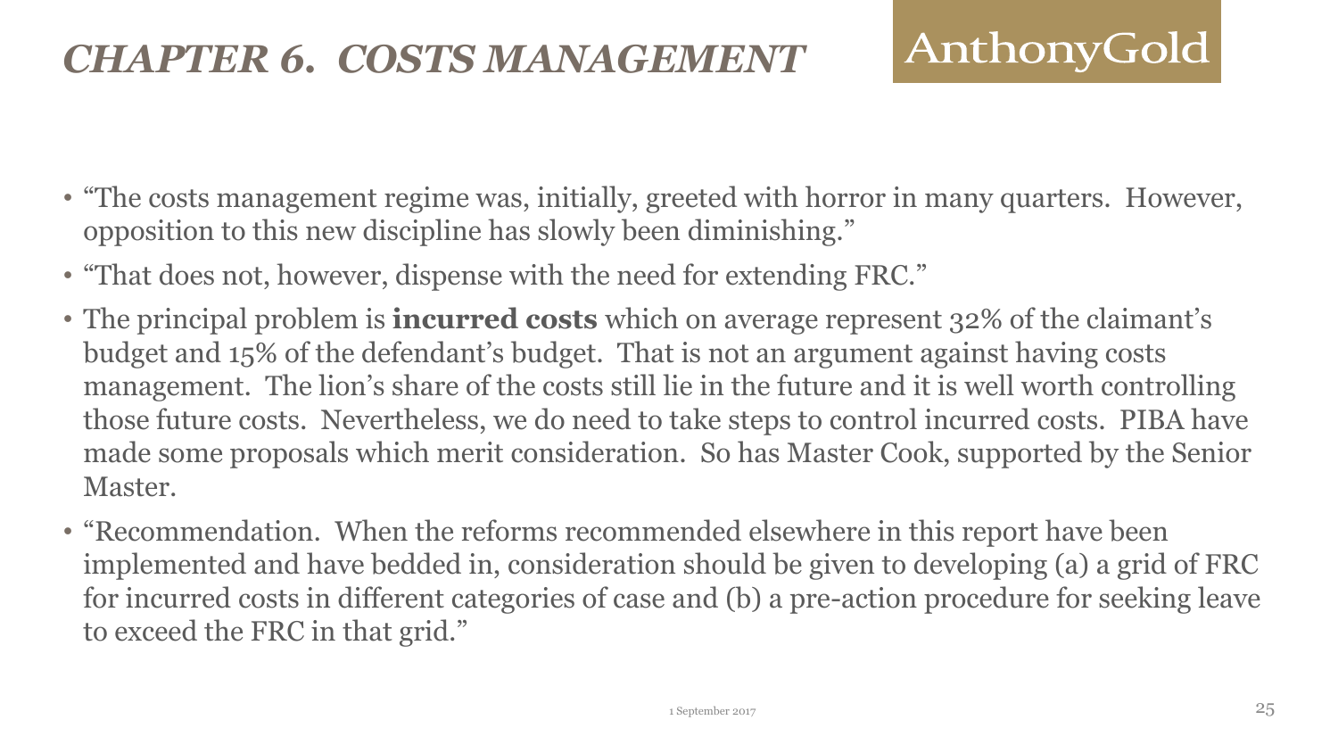# *CHAPTER 6. COSTS MANAGEMENT*

- "The costs management regime was, initially, greeted with horror in many quarters. However, opposition to this new discipline has slowly been diminishing."
- "That does not, however, dispense with the need for extending FRC."
- The principal problem is **incurred costs** which on average represent 32% of the claimant's budget and 15% of the defendant's budget. That is not an argument against having costs management. The lion's share of the costs still lie in the future and it is well worth controlling those future costs. Nevertheless, we do need to take steps to control incurred costs. PIBA have made some proposals which merit consideration. So has Master Cook, supported by the Senior Master.
- "Recommendation. When the reforms recommended elsewhere in this report have been implemented and have bedded in, consideration should be given to developing (a) a grid of FRC for incurred costs in different categories of case and (b) a pre-action procedure for seeking leave to exceed the FRC in that grid."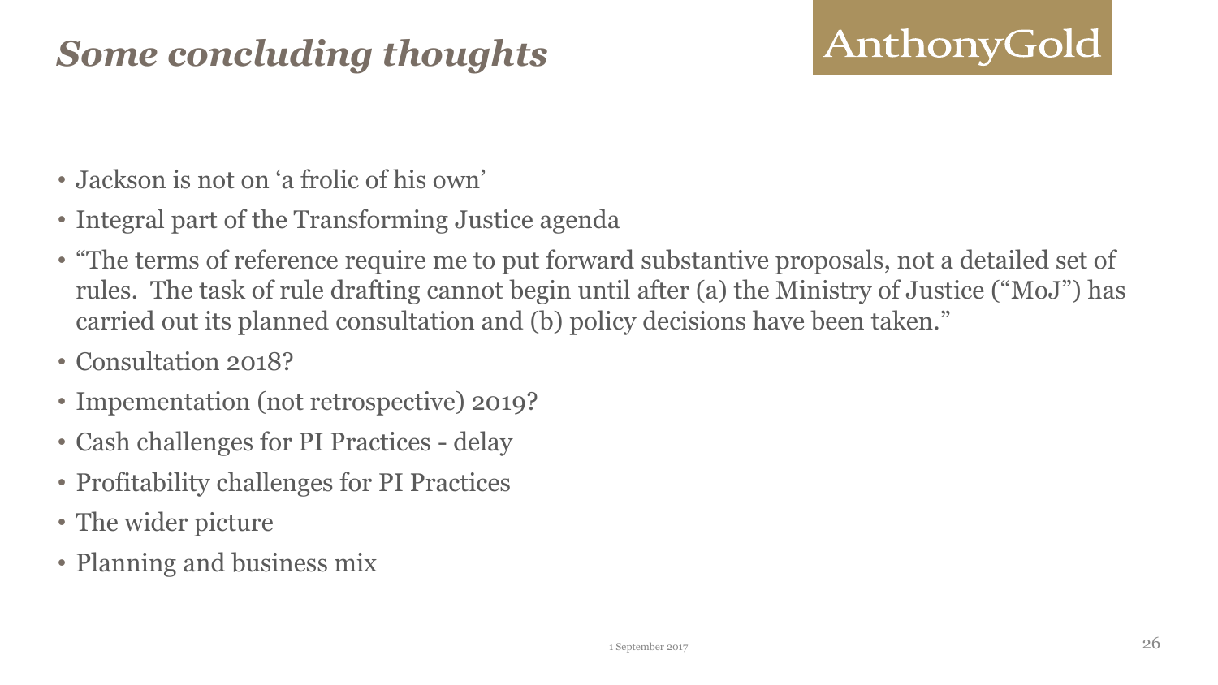# *Some concluding thoughts*

AnthonyGold

- Jackson is not on 'a frolic of his own'
- Integral part of the Transforming Justice agenda
- "The terms of reference require me to put forward substantive proposals, not a detailed set of rules. The task of rule drafting cannot begin until after (a) the Ministry of Justice ("MoJ") has carried out its planned consultation and (b) policy decisions have been taken."
- Consultation 2018?
- Impementation (not retrospective) 2019?
- Cash challenges for PI Practices - delay
- Profitability challenges for PI Practices
- The wider picture
- Planning and business mix

1 September 2017